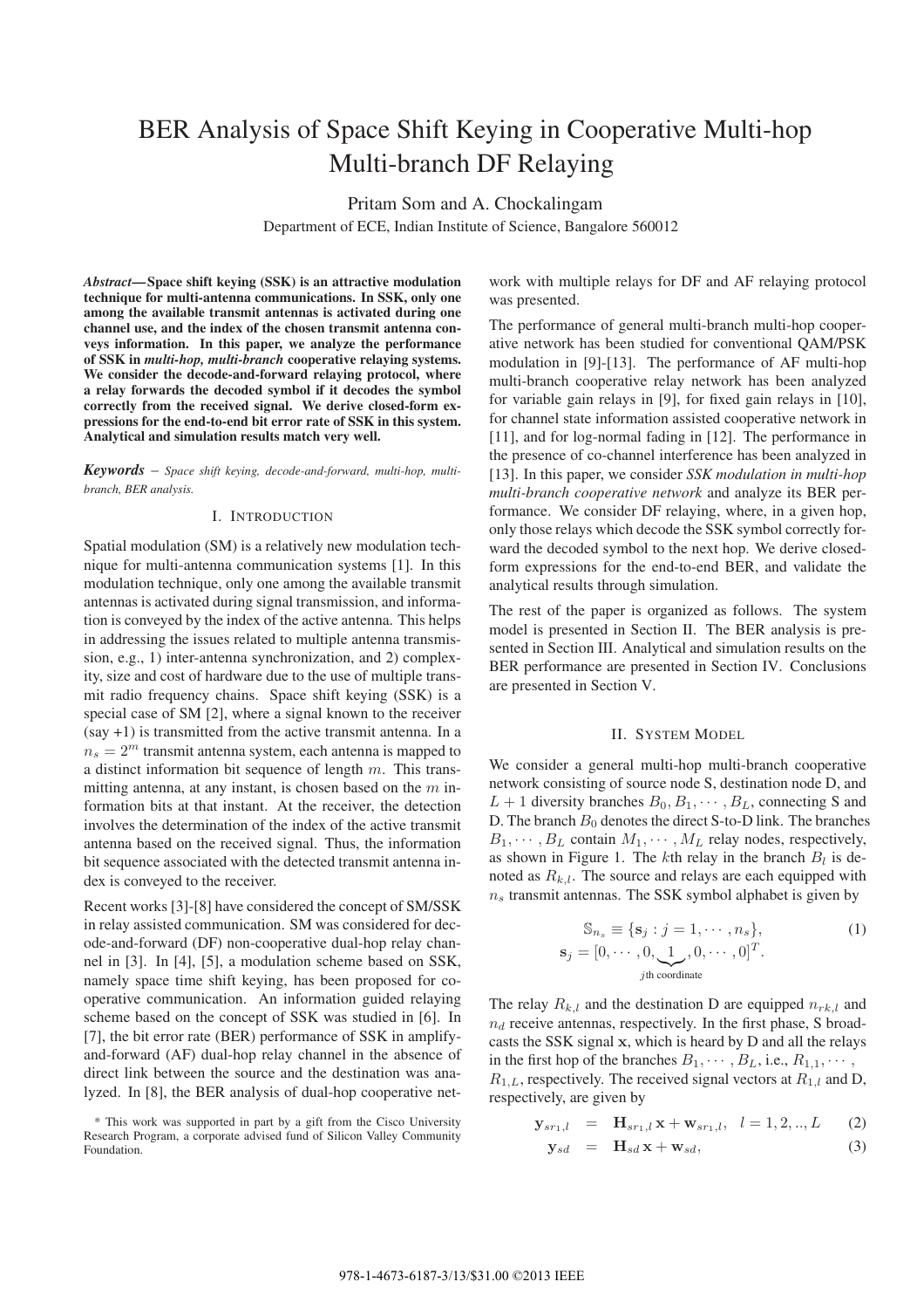# BER Analysis of Space Shift Keying in Cooperative Multi-hop Multi-branch DF Relaying

Pritam Som and A. Chockalingam

Department of ECE, Indian Institute of Science, Bangalore 560012

***Abstract*— Space shift keying (SSK) is an attractive modulation technique for multi-antenna communications. In SSK, only one among the available transmit antennas is activated during one channel use, and the index of the chosen transmit antenna conveys information. In this paper, we analyze the performance of SSK in *multi-hop, multi-branch* cooperative relaying systems. We consider the decode-and-forward relaying protocol, where a relay forwards the decoded symbol if it decodes the symbol correctly from the received signal. We derive closed-form expressions for the end-to-end bit error rate of SSK in this system. Analytical and simulation results match very well.**

***Keywords*** – *Space shift keying, decode-and-forward, multi-hop, multi-branch, BER analysis.*

## I. Introduction

Spatial modulation (SM) is a relatively new modulation technique for multi-antenna communication systems [1]. In this modulation technique, only one among the available transmit antennas is activated during signal transmission, and information is conveyed by the index of the active antenna. This helps in addressing the issues related to multiple antenna transmission, e.g., 1) inter-antenna synchronization, and 2) complexity, size and cost of hardware due to the use of multiple transmit radio frequency chains. Space shift keying (SSK) is a special case of SM [2], where a signal known to the receiver (say +1) is transmitted from the active transmit antenna. In a $n_s = 2^m$ transmit antenna system, each antenna is mapped to a distinct information bit sequence of length $m$. This transmitting antenna, at any instant, is chosen based on the $m$ information bits at that instant. At the receiver, the detection involves the determination of the index of the active transmit antenna based on the received signal. Thus, the information bit sequence associated with the detected transmit antenna index is conveyed to the receiver.

Recent works [3]-[8] have considered the concept of SM/SSK in relay assisted communication. SM was considered for decode-and-forward (DF) non-cooperative dual-hop relay channel in [3]. In [4], [5], a modulation scheme based on SSK, namely space time shift keying, has been proposed for cooperative communication. An information guided relaying scheme based on the concept of SSK was studied in [6]. In [7], the bit error rate (BER) performance of SSK in amplify-and-forward (AF) dual-hop relay channel in the absence of direct link between the source and the destination was analyzed. In [8], the BER analysis of dual-hop cooperative network with multiple relays for DF and AF relaying protocol was presented.

The performance of general multi-branch multi-hop cooperative network has been studied for conventional QAM/PSK modulation in [9]-[13]. The performance of AF multi-hop multi-branch cooperative relay network has been analyzed for variable gain relays in [9], for fixed gain relays in [10], for channel state information assisted cooperative network in [11], and for log-normal fading in [12]. The performance in the presence of co-channel interference has been analyzed in [13]. In this paper, we consider *SSK modulation in multi-hop multi-branch cooperative network* and analyze its BER performance. We consider DF relaying, where, in a given hop, only those relays which decode the SSK symbol correctly forward the decoded symbol to the next hop. We derive closed-form expressions for the end-to-end BER, and validate the analytical results through simulation.

The rest of the paper is organized as follows. The system model is presented in Section II. The BER analysis is presented in Section III. Analytical and simulation results on the BER performance are presented in Section IV. Conclusions are presented in Section V.

## II. System Model

We consider a general multi-hop multi-branch cooperative network consisting of source node S, destination node D, and $L+1$ diversity branches $B_0, B_1, \cdots, B_L$, connecting S and D. The branch $B_0$ denotes the direct S-to-D link. The branches $B_1, \cdots, B_L$ contain $M_1, \cdots, M_L$ relay nodes, respectively, as shown in Figure 1. The $k$th relay in the branch $B_l$ is denoted as $R_{k,l}$. The source and relays are each equipped with $n_s$ transmit antennas. The SSK symbol alphabet is given by

$$\mathbb{S}_{n_s} \equiv \{\mathbf{s}_j : j = 1, \cdots, n_s\}, \quad (1)$$
$$\mathbf{s}_j = [0, \cdots, 0, \underbrace{1}_{j\text{th coordinate}}, 0, \cdots, 0]^T.$$

The relay $R_{k,l}$ and the destination D are equipped $n_{rk,l}$ and $n_d$ receive antennas, respectively. In the first phase, S broadcasts the SSK signal $\mathbf{x}$, which is heard by D and all the relays in the first hop of the branches $B_1, \cdots, B_L$, i.e., $R_{1,1}, \cdots, R_{1,L}$, respectively. The received signal vectors at $R_{1,l}$ and D, respectively, are given by

$$\mathbf{y}_{sr_{1,l}} = \mathbf{H}_{sr_{1,l}}\mathbf{x} + \mathbf{w}_{sr_{1,l}}, \quad l = 1, 2, .., L \quad (2)$$
$$\mathbf{y}_{sd} = \mathbf{H}_{sd}\mathbf{x} + \mathbf{w}_{sd}, \quad (3)$$

* This work was supported in part by a gift from the Cisco University Research Program, a corporate advised fund of Silicon Valley Community Foundation.

978-1-4673-6187-3/13/$31.00 ©2013 IEEE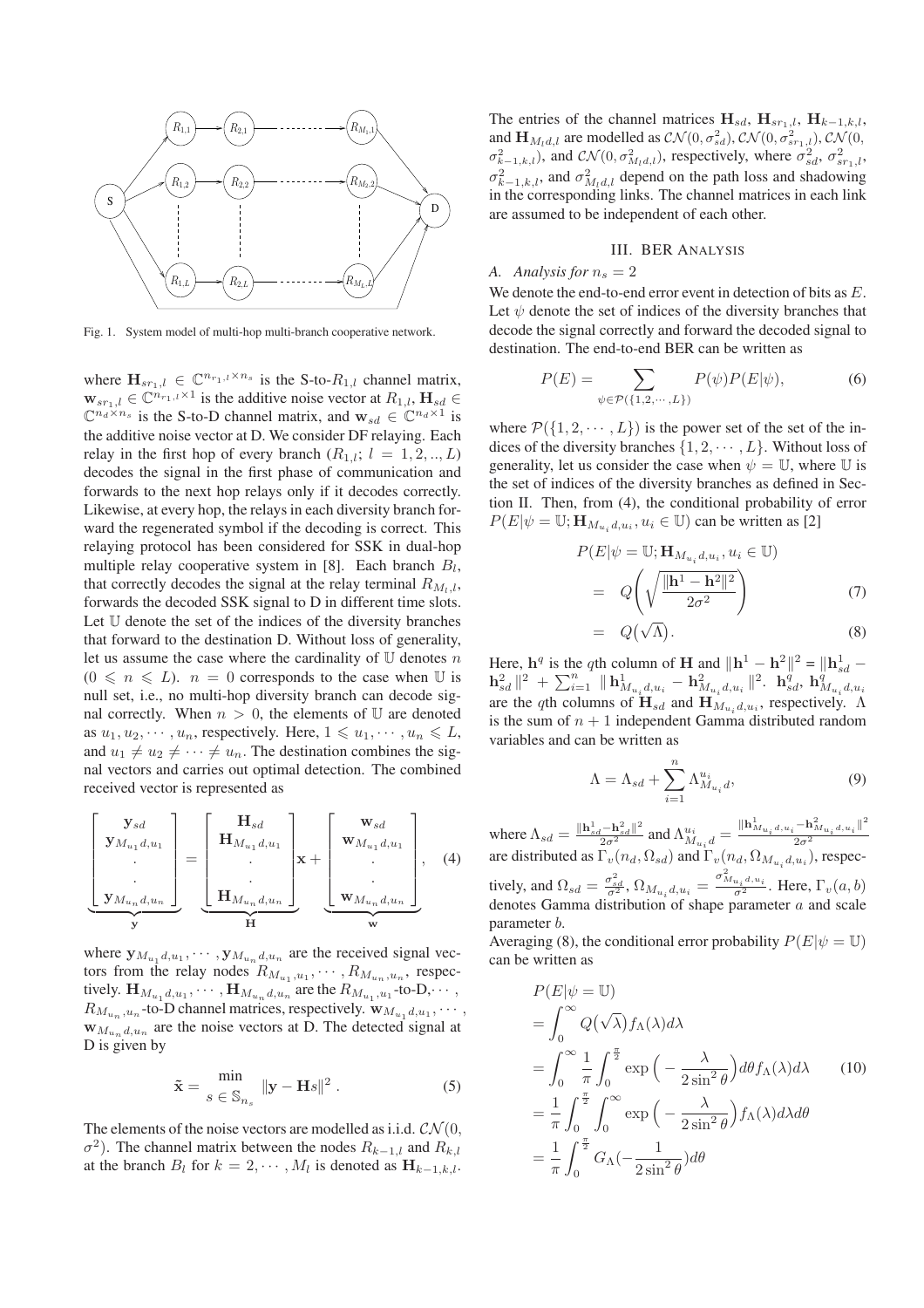Fig. 1. System model of multi-hop multi-branch cooperative network.

where $\mathbf{H}_{sr_{1},l} \in \mathbb{C}^{n_{r_{1},l} \times n_s}$ is the S-to-$R_{1,l}$ channel matrix, $\mathbf{w}_{sr_{1},l} \in \mathbb{C}^{n_{r_{1},l} \times 1}$ is the additive noise vector at $R_{1,l}$, $\mathbf{H}_{sd} \in \mathbb{C}^{n_d \times n_s}$ is the S-to-D channel matrix, and $\mathbf{w}_{sd} \in \mathbb{C}^{n_d \times 1}$ is the additive noise vector at D. We consider DF relaying. Each relay in the first hop of every branch ($R_{1,l}$; $l = 1, 2, .., L$) decodes the signal in the first phase of communication and forwards to the next hop relays only if it decodes correctly. Likewise, at every hop, the relays in each diversity branch forward the regenerated symbol if the decoding is correct. This relaying protocol has been considered for SSK in dual-hop multiple relay cooperative system in [8]. Each branch $B_l$, that correctly decodes the signal at the relay terminal $R_{M_l,l}$, forwards the decoded SSK signal to D in different time slots. Let $\mathbb{U}$ denote the set of the indices of the diversity branches that forward to the destination D. Without loss of generality, let us assume the case where the cardinality of $\mathbb{U}$ denotes $n$ ($0 \leqslant n \leqslant L$). $n = 0$ corresponds to the case when $\mathbb{U}$ is null set, i.e., no multi-hop diversity branch can decode signal correctly. When $n > 0$, the elements of $\mathbb{U}$ are denoted as $u_1, u_2, \cdots, u_n$, respectively. Here, $1 \leqslant u_1, \cdots, u_n \leqslant L$, and $u_1 \neq u_2 \neq \cdots \neq u_n$. The destination combines the signal vectors and carries out optimal detection. The combined received vector is represented as

$$\underbrace{\begin{bmatrix} \mathbf{y}_{sd} \\ \mathbf{y}_{M_{u_1}d,u_1} \\ \cdot \\ \cdot \\ \mathbf{y}_{M_{u_n}d,u_n} \end{bmatrix}}_{\mathbf{y}} = \underbrace{\begin{bmatrix} \mathbf{H}_{sd} \\ \mathbf{H}_{M_{u_1}d,u_1} \\ \cdot \\ \cdot \\ \mathbf{H}_{M_{u_n}d,u_n} \end{bmatrix}}_{\mathbf{H}} \mathbf{x} + \underbrace{\begin{bmatrix} \mathbf{w}_{sd} \\ \mathbf{w}_{M_{u_1}d,u_1} \\ \cdot \\ \cdot \\ \mathbf{w}_{M_{u_n}d,u_n} \end{bmatrix}}_{\mathbf{w}}, \quad (4)$$

where $\mathbf{y}_{M_{u_1}d,u_1}, \cdots, \mathbf{y}_{M_{u_n}d,u_n}$ are the received signal vectors from the relay nodes $R_{M_{u_1},u_1}, \cdots, R_{M_{u_n},u_n}$, respectively. $\mathbf{H}_{M_{u_1}d,u_1}, \cdots, \mathbf{H}_{M_{u_n}d,u_n}$ are the $R_{M_{u_1},u_1}$-to-D,$\cdots$, $R_{M_{u_n},u_n}$-to-D channel matrices, respectively. $\mathbf{w}_{M_{u_1}d,u_1}, \cdots, \mathbf{w}_{M_{u_n}d,u_n}$ are the noise vectors at D. The detected signal at D is given by

$$\tilde{\mathbf{x}} = \underset{s \,\in\, \mathbb{S}_{n_s}}{\min} \; \|\mathbf{y} - \mathbf{H}s\|^2 \,. \quad (5)$$

The elements of the noise vectors are modelled as i.i.d. $\mathcal{CN}(0, \sigma^2)$. The channel matrix between the nodes $R_{k-1,l}$ and $R_{k,l}$ at the branch $B_l$ for $k = 2, \cdots, M_l$ is denoted as $\mathbf{H}_{k-1,k,l}$. The entries of the channel matrices $\mathbf{H}_{sd}$, $\mathbf{H}_{sr_1,l}$, $\mathbf{H}_{k-1,k,l}$, and $\mathbf{H}_{M_l d,l}$ are modelled as $\mathcal{CN}(0, \sigma^2_{sd})$, $\mathcal{CN}(0, \sigma^2_{sr_1,l})$, $\mathcal{CN}(0, \sigma^2_{k-1,k,l})$, and $\mathcal{CN}(0, \sigma^2_{M_l d,l})$, respectively, where $\sigma^2_{sd}$, $\sigma^2_{sr_1,l}$, $\sigma^2_{k-1,k,l}$, and $\sigma^2_{M_l d,l}$ depend on the path loss and shadowing in the corresponding links. The channel matrices in each link are assumed to be independent of each other.

## III. BER Analysis

### *A. Analysis for $n_s = 2$*

We denote the end-to-end error event in detection of bits as $E$. Let $\psi$ denote the set of indices of the diversity branches that decode the signal correctly and forward the decoded signal to destination. The end-to-end BER can be written as

$$P(E) = \sum_{\psi \in \mathcal{P}(\{1,2,\cdots,L\})} P(\psi) P(E|\psi), \quad (6)$$

where $\mathcal{P}(\{1, 2, \cdots, L\})$ is the power set of the set of the indices of the diversity branches $\{1, 2, \cdots, L\}$. Without loss of generality, let us consider the case when $\psi = \mathbb{U}$, where $\mathbb{U}$ is the set of indices of the diversity branches as defined in Section II. Then, from (4), the conditional probability of error $P(E|\psi = \mathbb{U}; \mathbf{H}_{M_{u_i}d,u_i}, u_i \in \mathbb{U})$ can be written as [2]

$$\begin{aligned} P(E|\psi = \mathbb{U}; \mathbf{H}_{M_{u_i}d,u_i}, u_i \in \mathbb{U}) \\ = Q\left(\sqrt{\frac{\|\mathbf{h}^1 - \mathbf{h}^2\|^2}{2\sigma^2}}\right) \quad (7) \\ = Q\big(\sqrt{\Lambda}\big). \quad (8) \end{aligned}$$

Here, $\mathbf{h}^q$ is the $q$th column of $\mathbf{H}$ and $\|\mathbf{h}^1 - \mathbf{h}^2\|^2 = \|\mathbf{h}^1_{sd} - \mathbf{h}^2_{sd}\|^2 + \sum_{i=1}^{n} \|\mathbf{h}^1_{M_{u_i}d,u_i} - \mathbf{h}^2_{M_{u_i}d,u_i}\|^2$. $\mathbf{h}^q_{sd}$, $\mathbf{h}^q_{M_{u_i}d,u_i}$ are the $q$th columns of $\mathbf{H}_{sd}$ and $\mathbf{H}_{M_{u_i}d,u_i}$, respectively. $\Lambda$ is the sum of $n+1$ independent Gamma distributed random variables and can be written as

$$\Lambda = \Lambda_{sd} + \sum_{i=1}^{n} \Lambda^{u_i}_{M_{u_i}d}, \quad (9)$$

where $\Lambda_{sd} = \frac{\|\mathbf{h}^1_{sd} - \mathbf{h}^2_{sd}\|^2}{2\sigma^2}$ and $\Lambda^{u_i}_{M_{u_i}d} = \frac{\|\mathbf{h}^1_{M_{u_i}d,u_i} - \mathbf{h}^2_{M_{u_i}d,u_i}\|^2}{2\sigma^2}$ are distributed as $\Gamma_v(n_d, \Omega_{sd})$ and $\Gamma_v(n_d, \Omega_{M_{u_i}d,u_i})$, respectively, and $\Omega_{sd} = \frac{\sigma^2_{sd}}{\sigma^2}$, $\Omega_{M_{u_i}d,u_i} = \frac{\sigma^2_{M_{u_i}d,u_i}}{\sigma^2}$. Here, $\Gamma_v(a, b)$ denotes Gamma distribution of shape parameter $a$ and scale parameter $b$.

Averaging (8), the conditional error probability $P(E|\psi = \mathbb{U})$ can be written as

$$\begin{aligned} &P(E|\psi = \mathbb{U}) \\ &= \int_0^\infty Q\big(\sqrt{\lambda}\big) f_\Lambda(\lambda) d\lambda \\ &= \int_0^\infty \frac{1}{\pi} \int_0^{\frac{\pi}{2}} \exp\Big(-\frac{\lambda}{2\sin^2\theta}\Big) d\theta f_\Lambda(\lambda) d\lambda \quad (10) \\ &= \frac{1}{\pi} \int_0^{\frac{\pi}{2}} \int_0^\infty \exp\Big(-\frac{\lambda}{2\sin^2\theta}\Big) f_\Lambda(\lambda) d\lambda d\theta \\ &= \frac{1}{\pi} \int_0^{\frac{\pi}{2}} G_\Lambda\big(-\frac{1}{2\sin^2\theta}\big) d\theta \end{aligned}$$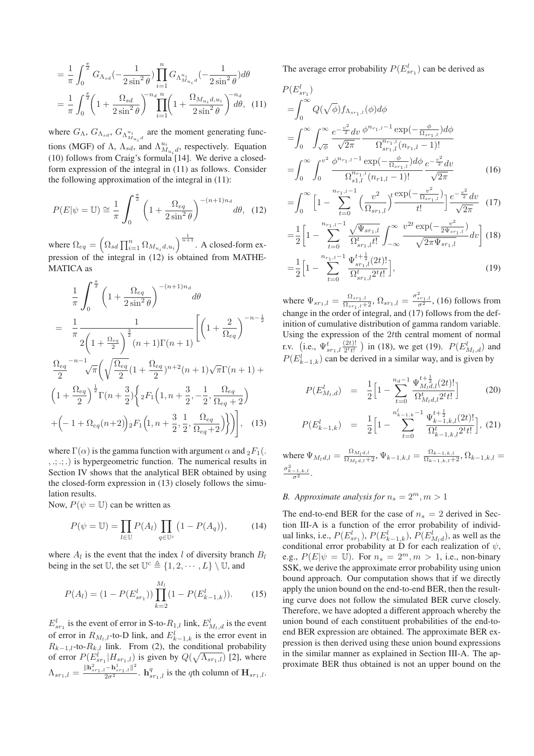$$= \frac{1}{\pi}\int_0^{\frac{\pi}{2}} G_{\Lambda_{sd}}(-\frac{1}{2\sin^2\theta})\prod_{i=1}^{n} G_{\Lambda^{u_i}_{M_{u_i}d}}(-\frac{1}{2\sin^2\theta})d\theta$$

$$= \frac{1}{\pi}\int_0^{\frac{\pi}{2}}\left(1+\frac{\Omega_{sd}}{2\sin^2\theta}\right)^{-n_d}\prod_{i=1}^{n}\left(1+\frac{\Omega_{M_{u_i}d,u_i}}{2\sin^2\theta}\right)^{-n_d}d\theta, \quad (11)$$

where $G_\Lambda$, $G_{\Lambda_{sd}}$, $G_{\Lambda^{u_i}_{M_{u_i}d}}$ are the moment generating functions (MGF) of $\Lambda$, $\Lambda_{sd}$, and $\Lambda^{u_i}_{M_{u_i}d}$, respectively. Equation (10) follows from Craig's formula [14]. We derive a closed-form expression of the integral in (11) as follows. Consider the following approximation of the integral in (11):

$$P(E|\psi = \mathbb{U}) \cong \frac{1}{\pi}\int_0^{\frac{\pi}{2}}\left(1+\frac{\Omega_{eq}}{2\sin^2\theta}\right)^{-(n+1)n_d}d\theta, \quad (12)$$

where $\Omega_{eq} = \left(\Omega_{sd}\prod_{i=1}^{n}\Omega_{M_{u_i}d,u_i}\right)^{\frac{1}{n+1}}$. A closed-form expression of the integral in (12) is obtained from MATHEMATICA as

$$\frac{1}{\pi}\int_0^{\frac{\pi}{2}}\left(1+\frac{\Omega_{eq}}{2\sin^2\theta}\right)^{-(n+1)n_d}d\theta$$

$$= \frac{1}{\pi}\frac{1}{2\left(1+\frac{\Omega_{eq}}{2}\right)^{\frac{3}{2}}(n+1)\Gamma(n+1)}\Bigg[\left(1+\frac{2}{\Omega_{eq}}\right)^{-n-\frac{1}{2}}$$
$$\frac{\Omega_{eq}}{2}^{-n-1}\sqrt{\pi}\left(\sqrt{\frac{\Omega_{eq}}{2}}(1+\frac{\Omega_{eq}}{2})^{n+2}(n+1)\sqrt{\pi}\Gamma(n+1)+\right.$$
$$\left(1+\frac{\Omega_{eq}}{2}\right)^{\frac{1}{2}}\Gamma(n+\frac{3}{2})\Big\{{}_2F_1\Big(1,n+\frac{3}{2},-\frac{1}{2},\frac{\Omega_{eq}}{\Omega_{eq}+2}\Big)$$
$$\left.+\Big(-1+\Omega_{eq}(n+2)\Big){}_2F_1\Big(1,n+\frac{3}{2},\frac{1}{2},\frac{\Omega_{eq}}{\Omega_{eq}+2}\Big)\Big\}\right)\Bigg], \quad (13)$$

where $\Gamma(\alpha)$ is the gamma function with argument $\alpha$ and ${}_2F_1(.,.;.;.)$ is hypergeometric function. The numerical results in Section IV shows that the analytical BER obtained by using the closed-form expression in (13) closely follows the simulation results.

Now, $P(\psi = \mathbb{U})$ can be written as

$$P(\psi = \mathbb{U}) = \prod_{l\in\mathbb{U}}P(A_l)\prod_{q\in\mathbb{U}^c}\big(1-P(A_q)\big), \quad (14)$$

where $A_l$ is the event that the index $l$ of diversity branch $B_l$ being in the set $\mathbb{U}$, the set $\mathbb{U}^c \triangleq \{1,2,\cdots,L\}\setminus\mathbb{U}$, and

$$P(A_l) = (1-P(E^l_{sr_1}))\prod_{k=2}^{M_l}(1-P(E^l_{k-1,k})). \quad (15)$$

$E^l_{sr_1}$ is the event of error in S-to-$R_{1,l}$ link, $E^l_{M_l,d}$ is the event of error in $R_{M_l,l}$-to-D link, and $E^l_{k-1,k}$ is the error event in $R_{k-1,l}$-to-$R_{k,l}$ link. From (2), the conditional probability of error $P(E^l_{sr_1}|H_{sr_1,l})$ is given by $Q(\sqrt{\Lambda_{sr_1,l}})$ [2], where $\Lambda_{sr_1,l} = \frac{\|\mathbf{h}^2_{sr_1,l}-\mathbf{h}^1_{sr_1,l}\|^2}{2\sigma^2}$. $\mathbf{h}^q_{sr_1,l}$ is the $q$th column of $\mathbf{H}_{sr_1,l}$.

The average error probability $P(E^l_{sr_1})$ can be derived as

$$P(E^l_{sr_1})$$
$$=\int_0^\infty Q(\sqrt{\phi})f_{\Lambda_{sr_1,l}}(\phi)d\phi$$
$$=\int_0^\infty\int_{\sqrt{\phi}}^\infty\frac{e^{-\frac{v^2}{2}}dv}{\sqrt{2\pi}}\frac{\phi^{n_{r_1,l}-1}\exp(-\frac{\phi}{\Omega_{sr_1,l}})d\phi}{\Omega^{n_{r_1,l}}_{sr_1,l}(n_{r_1,l}-1)!}$$
$$=\int_0^\infty\int_0^{v^2}\frac{\phi^{n_{r_1,l}-1}\exp(-\frac{\phi}{\Omega_{sr_1,l}})d\phi}{\Omega^{n_{r_1,l}}_{s1,l}(n_{r_1,l}-1)!}\frac{e^{-\frac{v^2}{2}}dv}{\sqrt{2\pi}} \quad (16)$$
$$=\int_0^\infty\Big[1-\sum_{t=0}^{n_{r_1,l}-1}\Big(\frac{v^2}{\Omega_{sr_1,l}}\Big)^t\frac{\exp(-\frac{v^2}{\Omega_{sr_1,l}})}{t!}\Big]\frac{e^{-\frac{v^2}{2}}dv}{\sqrt{2\pi}} \quad (17)$$
$$=\frac{1}{2}\Big[1-\sum_{t=0}^{n_{r_1,l}-1}\frac{\sqrt{\Psi_{sr_1,l}}}{\Omega^t_{sr_1,l}t!}\int_{-\infty}^\infty\frac{v^{2t}\exp(-\frac{v^2}{2\Psi_{sr_1,l}})}{\sqrt{2\pi\Psi_{sr_1,l}}}dv\Big] \quad (18)$$
$$=\frac{1}{2}\Big[1-\sum_{t=0}^{n_{r_1,l}-1}\frac{\Psi^{t+\frac{1}{2}}_{sr_1,l}(2t)!}{\Omega^t_{sr_1,l}2^t t!}\Big], \quad (19)$$

where $\Psi_{sr_1,l} = \frac{\Omega_{sr_1,l}}{\Omega_{sr_1,l}+2}$, $\Omega_{sr_1,l} = \frac{\sigma^2_{sr_1,l}}{\sigma^2}$, (16) follows from change in the order of integral, and (17) follows from the definition of cumulative distribution of gamma random variable. Using the expression of the $2t$th central moment of normal r.v. (i.e., $\Psi^t_{sr_1,l}\frac{(2t)!}{2^t t!}$ ) in (18), we get (19). $P(E^l_{M_l,d})$ and $P(E^l_{k-1,k})$ can be derived in a similar way, and is given by

$$P(E^l_{M_l,d}) = \frac{1}{2}\Big[1-\sum_{t=0}^{n_d-1}\frac{\Psi^{t+\frac{1}{2}}_{M_ld,l}(2t)!}{\Omega^t_{M_ld,l}2^t t!}\Big] \quad (20)$$

$$P(E^l_{k-1,k}) = \frac{1}{2}\Big[1-\sum_{t=0}^{n^l_{k-1,k}-1}\frac{\Psi^{t+\frac{1}{2}}_{k-1,k,l}(2t)!}{\Omega^t_{k-1,k,l}2^t t!}\Big], \quad (21)$$

where $\Psi_{M_ld,l} = \frac{\Omega_{M_ld,l}}{\Omega_{M_ld,l}+2}$, $\Psi_{k-1,k,l} = \frac{\Omega_{k-1,k,l}}{\Omega_{k-1,k,l}+2}$, $\Omega_{k-1,k,l} = \frac{\sigma^2_{k-1,k,l}}{\sigma^2}$.

### *B. Approximate analysis for $n_s = 2^m, m > 1$*

The end-to-end BER for the case of $n_s = 2$ derived in Section III-A is a function of the error probability of individual links, i.e., $P(E^l_{sr_1})$, $P(E^l_{k-1,k})$, $P(E^l_{M_ld})$, as well as the conditional error probability at D for each realization of $\psi$, e.g., $P(E|\psi = \mathbb{U})$. For $n_s = 2^m, m > 1$, i.e., non-binary SSK, we derive the approximate error probability using union bound approach. Our computation shows that if we directly apply the union bound on the end-to-end BER, then the resulting curve does not follow the simulated BER curve closely. Therefore, we have adopted a different approach whereby the union bound of each constituent probabilities of the end-to-end BER expression are obtained. The approximate BER expression is then derived using these union bound expressions in the similar manner as explained in Section III-A. The approximate BER thus obtained is not an upper bound on the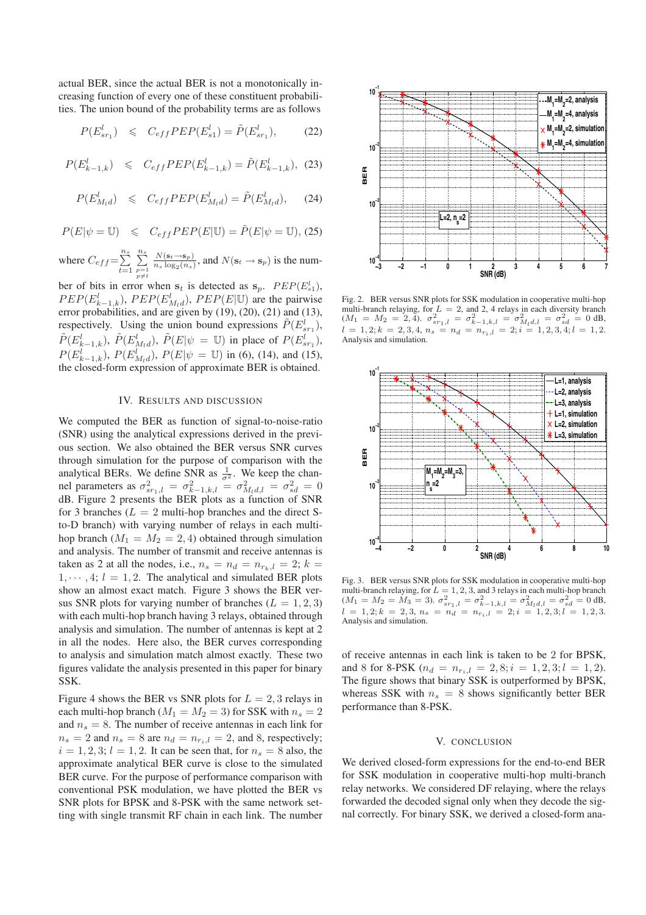actual BER, since the actual BER is not a monotonically increasing function of every one of these constituent probabilities. The union bound of the probability terms are as follows

$$P(E^{l}_{sr_1}) \leqslant C_{eff}PEP(E^{l}_{s1}) = \tilde{P}(E^{l}_{sr_1}), \tag{22}$$

$$P(E^{l}_{k-1,k}) \leqslant C_{eff}PEP(E^{l}_{k-1,k}) = \tilde{P}(E^{l}_{k-1,k}), \tag{23}$$

$$P(E^{l}_{M_l d}) \leqslant C_{eff}PEP(E^{l}_{M_l d}) = \tilde{P}(E^{l}_{M_l d}), \tag{24}$$

$$P(E|\psi = \mathbb{U}) \leqslant C_{eff}PEP(E|\mathbb{U}) = \tilde{P}(E|\psi = \mathbb{U}), \tag{25}$$

where $C_{eff} = \sum_{t=1}^{n_s} \sum_{\substack{p=1 \\ p \neq t}}^{n_s} \frac{N(\mathbf{s}_t \rightarrow \mathbf{s}_p)}{n_s \log_2(n_s)}$, and $N(\mathbf{s}_t \rightarrow \mathbf{s}_p)$ is the number of bits in error when $\mathbf{s}_t$ is detected as $\mathbf{s}_p$. $PEP(E^{l}_{s1})$, $PEP(E^{l}_{k-1,k})$, $PEP(E^{l}_{M_l d})$, $PEP(E|\mathbb{U})$ are the pairwise error probabilities, and are given by (19), (20), (21) and (13), respectively. Using the union bound expressions $\tilde{P}(E^{l}_{sr_1})$, $\tilde{P}(E^{l}_{k-1,k})$, $\tilde{P}(E^{l}_{M_l d})$, $\tilde{P}(E|\psi = \mathbb{U})$ in place of $P(E^{l}_{sr_1})$, $P(E^{l}_{k-1,k})$, $P(E^{l}_{M_l d})$, $P(E|\psi = \mathbb{U})$ in (6), (14), and (15), the closed-form expression of approximate BER is obtained.

## IV. Results and Discussion

We computed the BER as function of signal-to-noise-ratio (SNR) using the analytical expressions derived in the previous section. We also obtained the BER versus SNR curves through simulation for the purpose of comparison with the analytical BERs. We define SNR as $\frac{1}{\sigma^2}$. We keep the channel parameters as $\sigma^2_{sr_1,l} = \sigma^2_{k-1,k,l} = \sigma^2_{M_l d,l} = \sigma^2_{sd} = 0$ dB. Figure 2 presents the BER plots as a function of SNR for 3 branches ($L = 2$ multi-hop branches and the direct S-to-D branch) with varying number of relays in each multi-hop branch ($M_1 = M_2 = 2, 4$) obtained through simulation and analysis. The number of transmit and receive antennas is taken as 2 at all the nodes, i.e., $n_s = n_d = n_{r_k,l} = 2$; $k = 1, \cdots, 4$; $l = 1, 2$. The analytical and simulated BER plots show an almost exact match. Figure 3 shows the BER versus SNR plots for varying number of branches ($L = 1, 2, 3$) with each multi-hop branch having 3 relays, obtained through analysis and simulation. The number of antennas is kept at 2 in all the nodes. Here also, the BER curves corresponding to analysis and simulation match almost exactly. These two figures validate the analysis presented in this paper for binary SSK.

Figure 4 shows the BER vs SNR plots for $L = 2, 3$ relays in each multi-hop branch ($M_1 = M_2 = 3$) for SSK with $n_s = 2$ and $n_s = 8$. The number of receive antennas in each link for $n_s = 2$ and $n_s = 8$ are $n_d = n_{r_i,l} = 2$, and 8, respectively; $i = 1, 2, 3$; $l = 1, 2$. It can be seen that, for $n_s = 8$ also, the approximate analytical BER curve is close to the simulated BER curve. For the purpose of performance comparison with conventional PSK modulation, we have plotted the BER vs SNR plots for BPSK and 8-PSK with the same network setting with single transmit RF chain in each link. The number of receive antennas in each link is taken to be 2 for BPSK, and 8 for 8-PSK ($n_d = n_{r_i,l} = 2, 8; i = 1, 2, 3; l = 1, 2$). The figure shows that binary SSK is outperformed by BPSK, whereas SSK with $n_s = 8$ shows significantly better BER performance than 8-PSK.

Fig. 2. BER versus SNR plots for SSK modulation in cooperative multi-hop multi-branch relaying, for $L = 2$, and 2, 4 relays in each diversity branch ($M_1 = M_2 = 2, 4$). $\sigma^2_{sr_1,l} = \sigma^2_{k-1,k,l} = \sigma^2_{M_l d,l} = \sigma^2_{sd} = 0$ dB, $l = 1, 2; k = 2, 3, 4$, $n_s = n_d = n_{r_i,l} = 2; i = 1, 2, 3, 4; l = 1, 2$. Analysis and simulation.

Fig. 3. BER versus SNR plots for SSK modulation in cooperative multi-hop multi-branch relaying, for $L = 1, 2, 3$, and 3 relays in each multi-hop branch ($M_1 = M_2 = M_3 = 3$). $\sigma^2_{sr_1,l} = \sigma^2_{k-1,k,l} = \sigma^2_{M_l d,l} = \sigma^2_{sd} = 0$ dB, $l = 1, 2; k = 2, 3$, $n_s = n_d = n_{r_i,l} = 2; i = 1, 2, 3; l = 1, 2, 3$. Analysis and simulation.

## V. Conclusion

We derived closed-form expressions for the end-to-end BER for SSK modulation in cooperative multi-hop multi-branch relay networks. We considered DF relaying, where the relays forwarded the decoded signal only when they decode the signal correctly. For binary SSK, we derived a closed-form ana-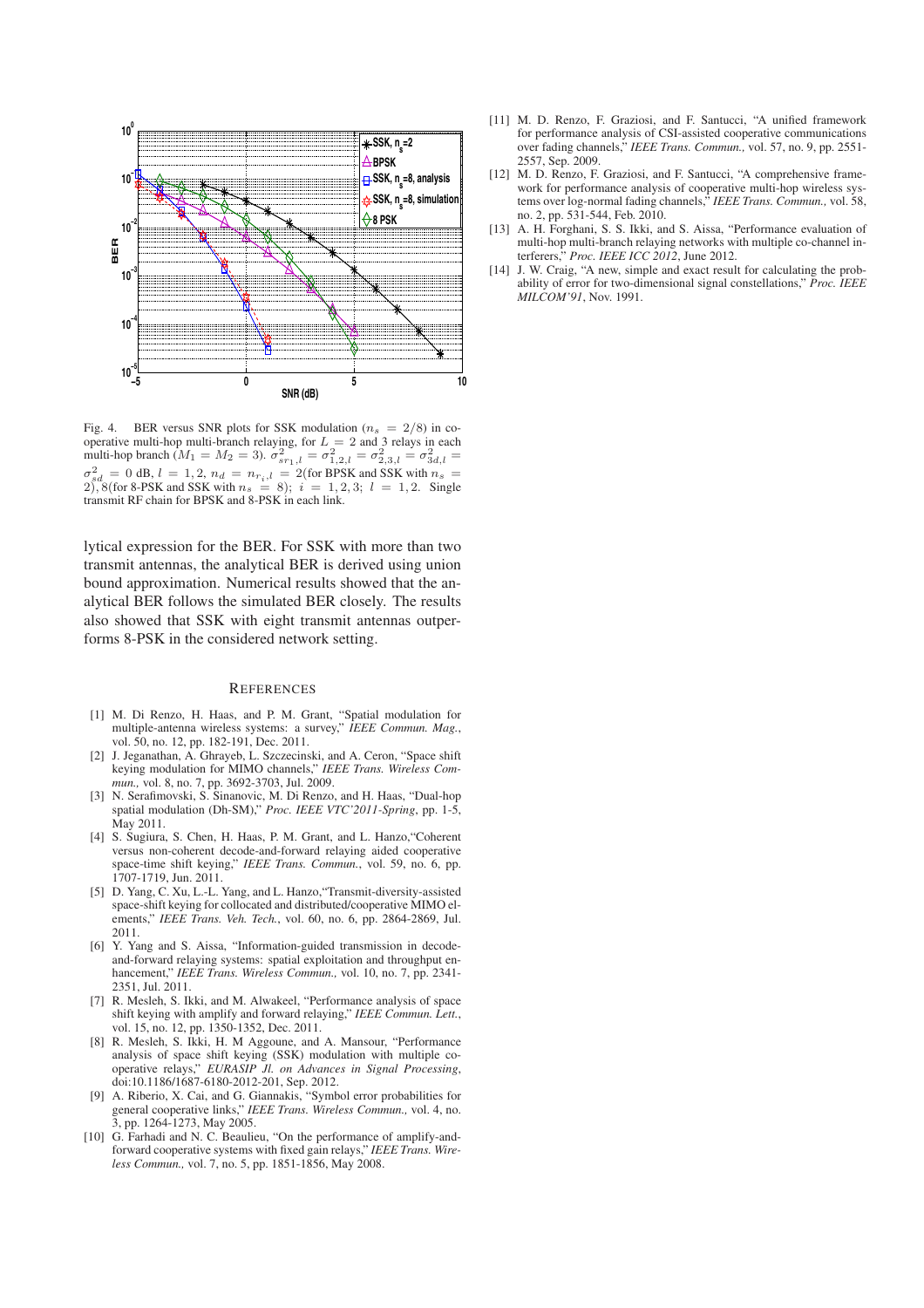10^0
10^-1
10^-2
10^-3
10^-4
10^-5
BER
-5
0
5
10
SNR (dB)
SSK, $n_s$=2
BPSK
SSK, $n_s$=8, analysis
SSK, $n_s$=8, simulation
8 PSK

Fig. 4. BER versus SNR plots for SSK modulation ($n_s = 2/8$) in cooperative multi-hop multi-branch relaying, for $L = 2$ and 3 relays in each multi-hop branch ($M_1 = M_2 = 3$). $\sigma^2_{sr_1,l} = \sigma^2_{1,2,l} = \sigma^2_{2,3,l} = \sigma^2_{3d,l} = \sigma^2_{sd} = 0$ dB, $l = 1, 2$, $n_d = n_{r_i,l} = 2$(for BPSK and SSK with $n_s = 2$), 8(for 8-PSK and SSK with $n_s = 8$); $i = 1, 2, 3$; $l = 1, 2$. Single transmit RF chain for BPSK and 8-PSK in each link.

lytical expression for the BER. For SSK with more than two transmit antennas, the analytical BER is derived using union bound approximation. Numerical results showed that the analytical BER follows the simulated BER closely. The results also showed that SSK with eight transmit antennas outperforms 8-PSK in the considered network setting.

## REFERENCES

[1] M. Di Renzo, H. Haas, and P. M. Grant, "Spatial modulation for multiple-antenna wireless systems: a survey," *IEEE Commun. Mag.*, vol. 50, no. 12, pp. 182-191, Dec. 2011.

[2] J. Jeganathan, A. Ghrayeb, L. Szczecinski, and A. Ceron, "Space shift keying modulation for MIMO channels," *IEEE Trans. Wireless Commun.,* vol. 8, no. 7, pp. 3692-3703, Jul. 2009.

[3] N. Serafimovski, S. Sinanovic, M. Di Renzo, and H. Haas, "Dual-hop spatial modulation (Dh-SM)," *Proc. IEEE VTC'2011-Spring*, pp. 1-5, May 2011.

[4] S. Sugiura, S. Chen, H. Haas, P. M. Grant, and L. Hanzo,"Coherent versus non-coherent decode-and-forward relaying aided cooperative space-time shift keying," *IEEE Trans. Commun.*, vol. 59, no. 6, pp. 1707-1719, Jun. 2011.

[5] D. Yang, C. Xu, L.-L. Yang, and L. Hanzo,"Transmit-diversity-assisted space-shift keying for collocated and distributed/cooperative MIMO elements," *IEEE Trans. Veh. Tech.*, vol. 60, no. 6, pp. 2864-2869, Jul. 2011.

[6] Y. Yang and S. Aissa, "Information-guided transmission in decode-and-forward relaying systems: spatial exploitation and throughput enhancement," *IEEE Trans. Wireless Commun.,* vol. 10, no. 7, pp. 2341-2351, Jul. 2011.

[7] R. Mesleh, S. Ikki, and M. Alwakeel, "Performance analysis of space shift keying with amplify and forward relaying," *IEEE Commun. Lett.*, vol. 15, no. 12, pp. 1350-1352, Dec. 2011.

[8] R. Mesleh, S. Ikki, H. M Aggoune, and A. Mansour, "Performance analysis of space shift keying (SSK) modulation with multiple cooperative relays," *EURASIP Jl. on Advances in Signal Processing*, doi:10.1186/1687-6180-2012-201, Sep. 2012.

[9] A. Riberio, X. Cai, and G. Giannakis, "Symbol error probabilities for general cooperative links," *IEEE Trans. Wireless Commun.,* vol. 4, no. 3, pp. 1264-1273, May 2005.

[10] G. Farhadi and N. C. Beaulieu, "On the performance of amplify-and-forward cooperative systems with fixed gain relays," *IEEE Trans. Wireless Commun.,* vol. 7, no. 5, pp. 1851-1856, May 2008.

[11] M. D. Renzo, F. Graziosi, and F. Santucci, "A unified framework for performance analysis of CSI-assisted cooperative communications over fading channels," *IEEE Trans. Commun.,* vol. 57, no. 9, pp. 2551-2557, Sep. 2009.

[12] M. D. Renzo, F. Graziosi, and F. Santucci, "A comprehensive framework for performance analysis of cooperative multi-hop wireless systems over log-normal fading channels," *IEEE Trans. Commun.,* vol. 58, no. 2, pp. 531-544, Feb. 2010.

[13] A. H. Forghani, S. S. Ikki, and S. Aissa, "Performance evaluation of multi-hop multi-branch relaying networks with multiple co-channel interferers," *Proc. IEEE ICC 2012*, June 2012.

[14] J. W. Craig, "A new, simple and exact result for calculating the probability of error for two-dimensional signal constellations," *Proc. IEEE MILCOM'91*, Nov. 1991.